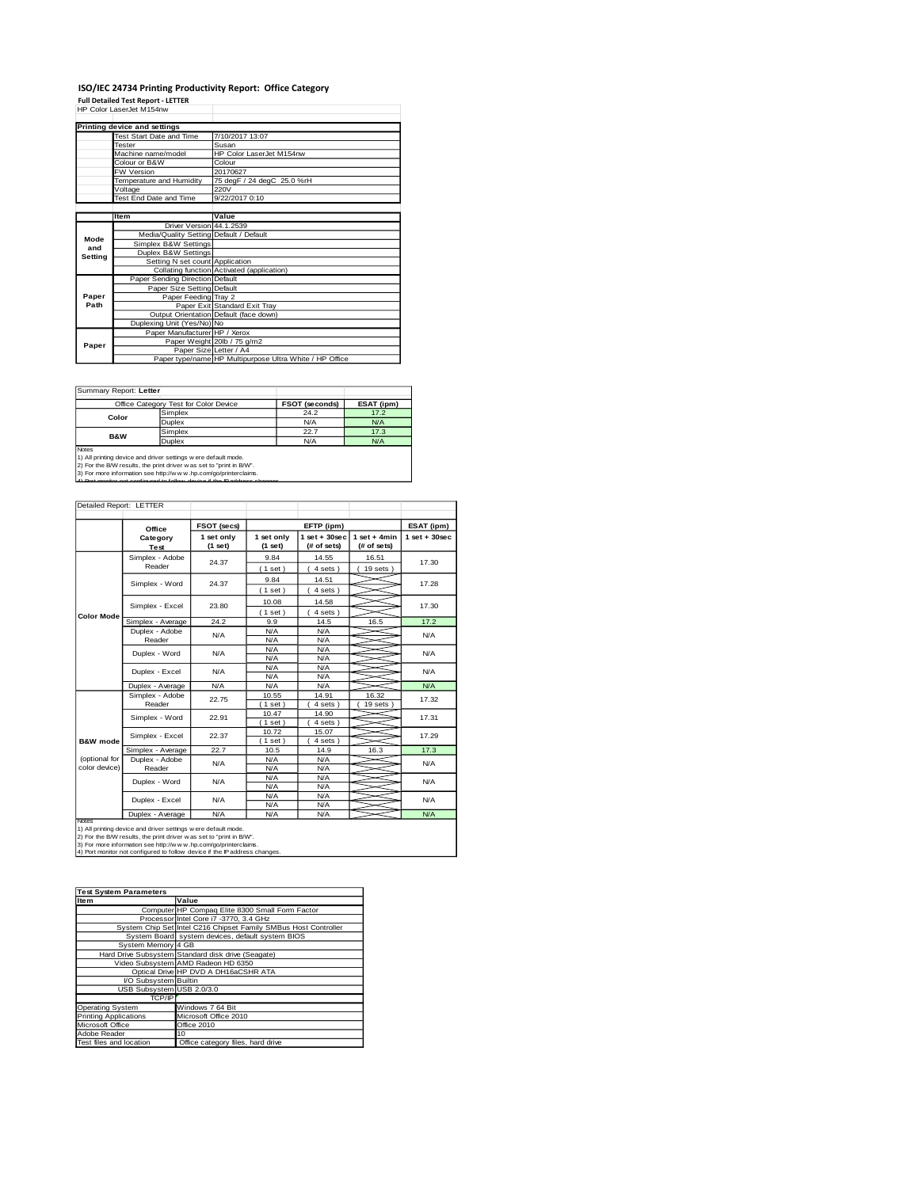# ISO/IEC 24734 Printing Productivity Report: Office Category

**Full Detailed Test Report - LETTER**

HP Color LaserJet M154nw

| Printing device and settings | |
|---|---|
| Test Start Date and Time | 7/10/2017 13:07 |
| Tester | Susan |
| Machine name/model | HP Color LaserJet M154nw |
| Colour or B&W | Colour |
| FW Version | 20170627 |
| Temperature and Humidity | 75 degF / 24 degC 25.0 %rH |
| Voltage | 220V |
| Test End Date and Time | 9/22/2017 0:10 |

| | Item | Value |
|---|---|---|
| Mode and Setting | Driver Version | 44.1.2539 |
| | Media/Quality Setting | Default / Default |
| | Simplex B&W Settings | |
| | Duplex B&W Settings | |
| | Setting N set count | Application |
| | Collating function | Activated (application) |
| Paper Path | Paper Sending Direction | Default |
| | Paper Size Setting | Default |
| | Paper Feeding | Tray 2 |
| | Paper Exit | Standard Exit Tray |
| | Output Orientation | Default (face down) |
| | Duplexing Unit (Yes/No) | No |
| Paper | Paper Manufacturer | HP / Xerox |
| | Paper Weight | 20lb / 75 g/m2 |
| | Paper Size | Letter / A4 |
| | Paper type/name | HP Multipurpose Ultra White / HP Office |

Summary Report: **Letter**

| Office Category Test for Color Device | | FSOT (seconds) | ESAT (ipm) |
|---|---|---|---|
| Color | Simplex | 24.2 | 17.2 |
| | Duplex | N/A | N/A |
| B&W | Simplex | 22.7 | 17.3 |
| | Duplex | N/A | N/A |

Notes
1) All printing device and driver settings were default mode.
2) For the B/W results, the print driver was set to "print in B/W".
3) For more information see http://www.hp.com/go/printerclaims.
4) Port monitor not configured to follow device if the IP address changes.

Detailed Report: LETTER

| | Office Category Test | FSOT (secs) 1 set only (1 set) | EFTP (ipm) 1 set only (1 set) | EFTP (ipm) 1 set + 30sec (# of sets) | EFTP (ipm) 1 set + 4min (# of sets) | ESAT (ipm) 1 set + 30sec |
|---|---|---|---|---|---|---|
| Color Mode | Simplex - Adobe Reader | 24.37 | 9.84 (1 set) | 14.55 (4 sets) | 16.51 (19 sets) | 17.30 |
| | Simplex - Word | 24.37 | 9.84 (1 set) | 14.51 (4 sets) | | 17.28 |
| | Simplex - Excel | 23.80 | 10.08 (1 set) | 14.58 (4 sets) | | 17.30 |
| | Simplex - Average | 24.2 | 9.9 | 14.5 | 16.5 | 17.2 |
| | Duplex - Adobe Reader | N/A | N/A N/A | N/A N/A | | N/A |
| | Duplex - Word | N/A | N/A N/A | N/A N/A | | N/A |
| | Duplex - Excel | N/A | N/A N/A | N/A N/A | | N/A |
| | Duplex - Average | N/A | N/A | N/A | | N/A |
| B&W mode (optional for color device) | Simplex - Adobe Reader | 22.75 | 10.55 (1 set) | 14.91 (4 sets) | 16.32 (19 sets) | 17.32 |
| | Simplex - Word | 22.91 | 10.47 (1 set) | 14.90 (4 sets) | | 17.31 |
| | Simplex - Excel | 22.37 | 10.72 (1 set) | 15.07 (4 sets) | | 17.29 |
| | Simplex - Average | 22.7 | 10.5 | 14.9 | 16.3 | 17.3 |
| | Duplex - Adobe Reader | N/A | N/A N/A | N/A N/A | | N/A |
| | Duplex - Word | N/A | N/A N/A | N/A N/A | | N/A |
| | Duplex - Excel | N/A | N/A N/A | N/A N/A | | N/A |
| | Duplex - Average | N/A | N/A | N/A | | N/A |

Notes
1) All printing device and driver settings were default mode.
2) For the B/W results, the print driver was set to "print in B/W".
3) For more information see http://www.hp.com/go/printerclaims.
4) Port monitor not configured to follow device if the IP address changes.

| Test System Parameters | |
|---|---|
| **Item** | **Value** |
| Computer | HP Compaq Elite 8300 Small Form Factor |
| Processor | Intel Core i7 -3770, 3.4 GHz |
| System Chip Set | Intel C216 Chipset Family SMBus Host Controller |
| System Board | system devices, default system BIOS |
| System Memory | 4 GB |
| Hard Drive Subsystem | Standard disk drive (Seagate) |
| Video Subsystem | AMD Radeon HD 6350 |
| Optical Drive | HP DVD A DH16aCSHR ATA |
| I/O Subsystem | Builtin |
| USB Subsystem | USB 2.0/3.0 |
| TCP/IP | |
| Operating System | Windows 7 64 Bit |
| Printing Applications | Microsoft Office 2010 |
| Microsoft Office | Office 2010 |
| Adobe Reader | 10 |
| Test files and location | Office category files, hard drive |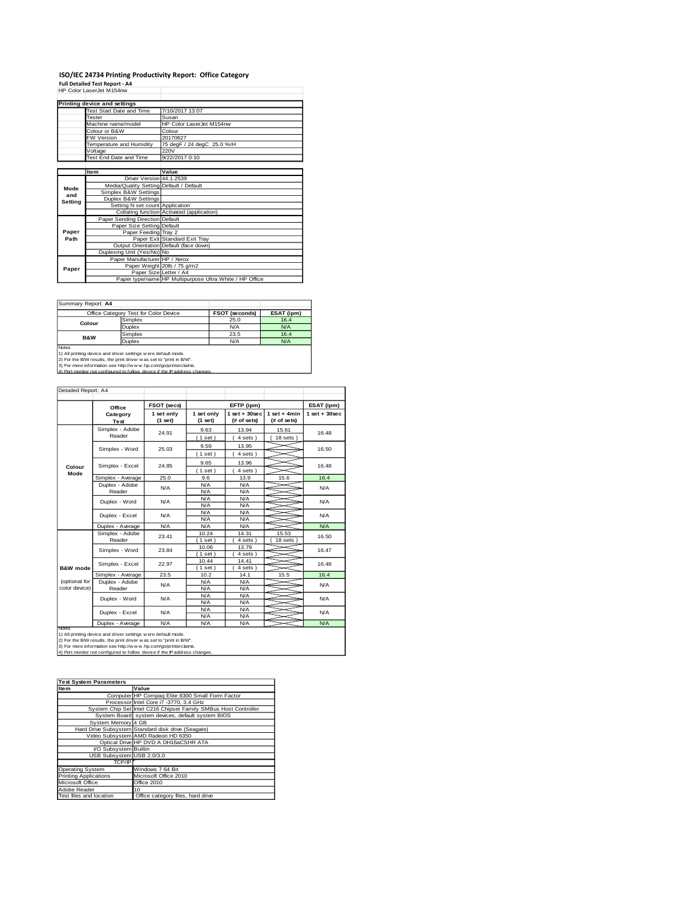# ISO/IEC 24734 Printing Productivity Report: Office Category

**Full Detailed Test Report - A4**

HP Color LaserJet M154nw

| Printing device and settings | |
|---|---|
| Test Start Date and Time | 7/10/2017 13:07 |
| Tester | Susan |
| Machine name/model | HP Color LaserJet M154nw |
| Colour or B&W | Colour |
| FW Version | 20170627 |
| Temperature and Humidity | 75 degF / 24 degC 25.0 %rH |
| Voltage | 220V |
| Test End Date and Time | 9/22/2017 0:10 |

| | Item | Value |
|---|---|---|
| Mode and Setting | Driver Version | 44.1.2539 |
| | Media/Quality Setting | Default / Default |
| | Simplex B&W Settings | |
| | Duplex B&W Settings | |
| | Setting N set count | Application |
| | Collating function | Activated (application) |
| Paper Path | Paper Sending Direction | Default |
| | Paper Size Setting | Default |
| | Paper Feeding | Tray 2 |
| | Paper Exit | Standard Exit Tray |
| | Output Orientation | Default (face down) |
| | Duplexing Unit (Yes/No) | No |
| Paper | Paper Manufacturer | HP / Xerox |
| | Paper Weight | 20lb / 75 g/m2 |
| | Paper Size | Letter / A4 |
| | Paper type/name | HP Multipurpose Ultra White / HP Office |

Summary Report: **A4**

| Office Category Test for Color Device | | FSOT (seconds) | ESAT (ipm) |
|---|---|---|---|
| Colour | Simplex | 25.0 | 16.4 |
| | Duplex | N/A | N/A |
| B&W | Simplex | 23.5 | 16.4 |
| | Duplex | N/A | N/A |

Notes
1) All printing device and driver settings were default mode.
2) For the B/W results, the print driver was set to "print in B/W".
3) For more information see http://www.hp.com/go/printerclaims.
4) Port monitor not configured to follow device if the IP address changes.

Detailed Report: A4

| | Office Category Test | FSOT (secs) 1 set only (1 set) | EFTP (ipm) 1 set only (1 set) | EFTP (ipm) 1 set + 30sec (# of sets) | EFTP (ipm) 1 set + 4min (# of sets) | ESAT (ipm) 1 set + 30sec |
|---|---|---|---|---|---|---|
| Colour Mode | Simplex - Adobe Reader | 24.91 | 9.63 (1 set) | 13.94 (4 sets) | 15.61 (18 sets) | 16.48 |
| | Simplex - Word | 25.03 | 9.59 (1 set) | 13.95 (4 sets) | | 16.50 |
| | Simplex - Excel | 24.85 | 9.65 (1 set) | 13.96 (4 sets) | | 16.48 |
| | Simplex - Average | 25.0 | 9.6 | 13.9 | 15.6 | 16.4 |
| | Duplex - Adobe Reader | N/A | N/A N/A | N/A N/A | | N/A |
| | Duplex - Word | N/A | N/A N/A | N/A N/A | | N/A |
| | Duplex - Excel | N/A | N/A N/A | N/A N/A | | N/A |
| | Duplex - Average | N/A | N/A | N/A | | N/A |
| B&W mode (optional for color device) | Simplex - Adobe Reader | 23.41 | 10.24 (1 set) | 14.31 (4 sets) | 15.53 (18 sets) | 16.50 |
| | Simplex - Word | 23.84 | 10.06 (1 set) | 13.79 (4 sets) | | 16.47 |
| | Simplex - Excel | 22.97 | 10.44 (1 set) | 14.41 (4 sets) | | 16.48 |
| | Simplex - Average | 23.5 | 10.2 | 14.1 | 15.5 | 16.4 |
| | Duplex - Adobe Reader | N/A | N/A N/A | N/A N/A | | N/A |
| | Duplex - Word | N/A | N/A N/A | N/A N/A | | N/A |
| | Duplex - Excel | N/A | N/A N/A | N/A N/A | | N/A |
| | Duplex - Average | N/A | N/A | N/A | | N/A |

Notes
1) All printing device and driver settings were default mode.
2) For the B/W results, the print driver was set to "print in B/W".
3) For more information see http://www.hp.com/go/printerclaims.
4) Port monitor not configured to follow device if the IP address changes.

| Test System Parameters | |
|---|---|
| **Item** | **Value** |
| Computer | HP Compaq Elite 8300 Small Form Factor |
| Processor | Intel Core i7 -3770, 3.4 GHz |
| System Chip Set | Intel C216 Chipset Family SMBus Host Controller |
| System Board | system devices, default system BIOS |
| System Memory | 4 GB |
| Hard Drive Subsystem | Standard disk drive (Seagate) |
| Video Subsystem | AMD Radeon HD 6350 |
| Optical Drive | HP DVD A DH16aCSHR ATA |
| I/O Subsystem | Builtin |
| USB Subsystem | USB 2.0/3.0 |
| TCP/IP | |
| Operating System | Windows 7 64 Bit |
| Printing Applications | Microsoft Office 2010 |
| Microsoft Office | Office 2010 |
| Adobe Reader | 10 |
| Test files and location | Office category files, hard drive |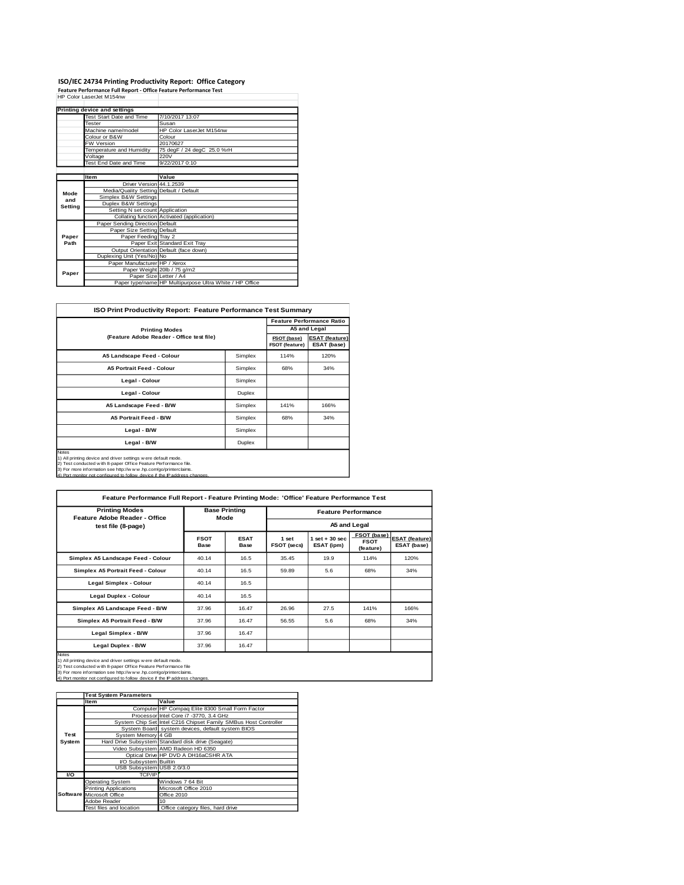# ISO/IEC 24734 Printing Productivity Report: Office Category

**Feature Performance Full Report - Office Feature Performance Test**

HP Color LaserJet M154nw

| | Printing device and settings | |
|---|---|---|
| | Test Start Date and Time | 7/10/2017 13:07 |
| | Tester | Susan |
| | Machine name/model | HP Color LaserJet M154nw |
| | Colour or B&W | Colour |
| | FW Version | 20170627 |
| | Temperature and Humidity | 75 degF / 24 degC 25.0 %rH |
| | Voltage | 220V |
| | Test End Date and Time | 9/22/2017 0:10 |

| | Item | Value |
|---|---|---|
| Mode and Setting | Driver Version | 44.1.2539 |
| | Media/Quality Setting | Default / Default |
| | Simplex B&W Settings | |
| | Duplex B&W Settings | |
| | Setting N set count | Application |
| | Collating function | Activated (application) |
| Paper Path | Paper Sending Direction | Default |
| | Paper Size Setting | Default |
| | Paper Feeding | Tray 2 |
| | Paper Exit | Standard Exit Tray |
| | Output Orientation | Default (face down) |
| | Duplexing Unit (Yes/No) | No |
| Paper | Paper Manufacturer | HP / Xerox |
| | Paper Weight | 20lb / 75 g/m2 |
| | Paper Size | Letter / A4 |
| | Paper type/name | HP Multipurpose Ultra White / HP Office |

## ISO Print Productivity Report: Feature Performance Test Summary

| Printing Modes (Feature Adobe Reader - Office test file) | | Feature Performance Ratio A5 and Legal FSOT (base) / FSOT (feature) | ESAT (feature) / ESAT (base) |
|---|---|---|---|
| A5 Landscape Feed - Colour | Simplex | 114% | 120% |
| A5 Portrait Feed - Colour | Simplex | 68% | 34% |
| Legal - Colour | Simplex | | |
| Legal - Colour | Duplex | | |
| A5 Landscape Feed - B/W | Simplex | 141% | 166% |
| A5 Portrait Feed - B/W | Simplex | 68% | 34% |
| Legal - B/W | Simplex | | |
| Legal - B/W | Duplex | | |

Notes
1) All printing device and driver settings were default mode.
2) Test conducted with 8-paper Office Feature Performance file.
3) For more information see http://www.hp.com/go/printerclaims.
4) Port monitor not configured to follow device if the IP address changes.

## Feature Performance Full Report - Feature Printing Mode: 'Office' Feature Performance Test

| Printing Modes Feature Adobe Reader - Office test file (8-page) | Base Printing Mode | | Feature Performance A5 and Legal | | | |
|---|---|---|---|---|---|---|
| | FSOT Base | ESAT Base | 1 set FSOT (secs) | 1 set + 30 sec ESAT (ipm) | FSOT (base) / FSOT (feature) | ESAT (feature) / ESAT (base) |
| Simplex A5 Landscape Feed - Colour | 40.14 | 16.5 | 35.45 | 19.9 | 114% | 120% |
| Simplex A5 Portrait Feed - Colour | 40.14 | 16.5 | 59.89 | 5.6 | 68% | 34% |
| Legal Simplex - Colour | 40.14 | 16.5 | | | | |
| Legal Duplex - Colour | 40.14 | 16.5 | | | | |
| Simplex A5 Landscape Feed - B/W | 37.96 | 16.47 | 26.96 | 27.5 | 141% | 166% |
| Simplex A5 Portrait Feed - B/W | 37.96 | 16.47 | 56.55 | 5.6 | 68% | 34% |
| Legal Simplex - B/W | 37.96 | 16.47 | | | | |
| Legal Duplex - B/W | 37.96 | 16.47 | | | | |

Notes
1) All printing device and driver settings were default mode.
2) Test conducted with 8-paper Office Feature Performance file
3) For more information see http://www.hp.com/go/printerclaims.
4) Port monitor not configured to follow device if the IP address changes.

| | Test System Parameters | |
|---|---|---|
| | Item | Value |
| Test System | Computer | HP Compaq Elite 8300 Small Form Factor |
| | Processor | Intel Core i7 -3770, 3.4 GHz |
| | System Chip Set | Intel C216 Chipset Family SMBus Host Controller |
| | System Board | system devices, default system BIOS |
| | System Memory | 4 GB |
| | Hard Drive Subsystem | Standard disk drive (Seagate) |
| | Video Subsystem | AMD Radeon HD 6350 |
| | Optical Drive | HP DVD A DH16aCSHR ATA |
| | I/O Subsystem | Builtin |
| | USB Subsystem | USB 2.0/3.0 |
| I/O | TCP/IP | |
| Software | Operating System | Windows 7 64 Bit |
| | Printing Applications | Microsoft Office 2010 |
| | Microsoft Office | Office 2010 |
| | Adobe Reader | 10 |
| | Test files and location | Office category files, hard drive |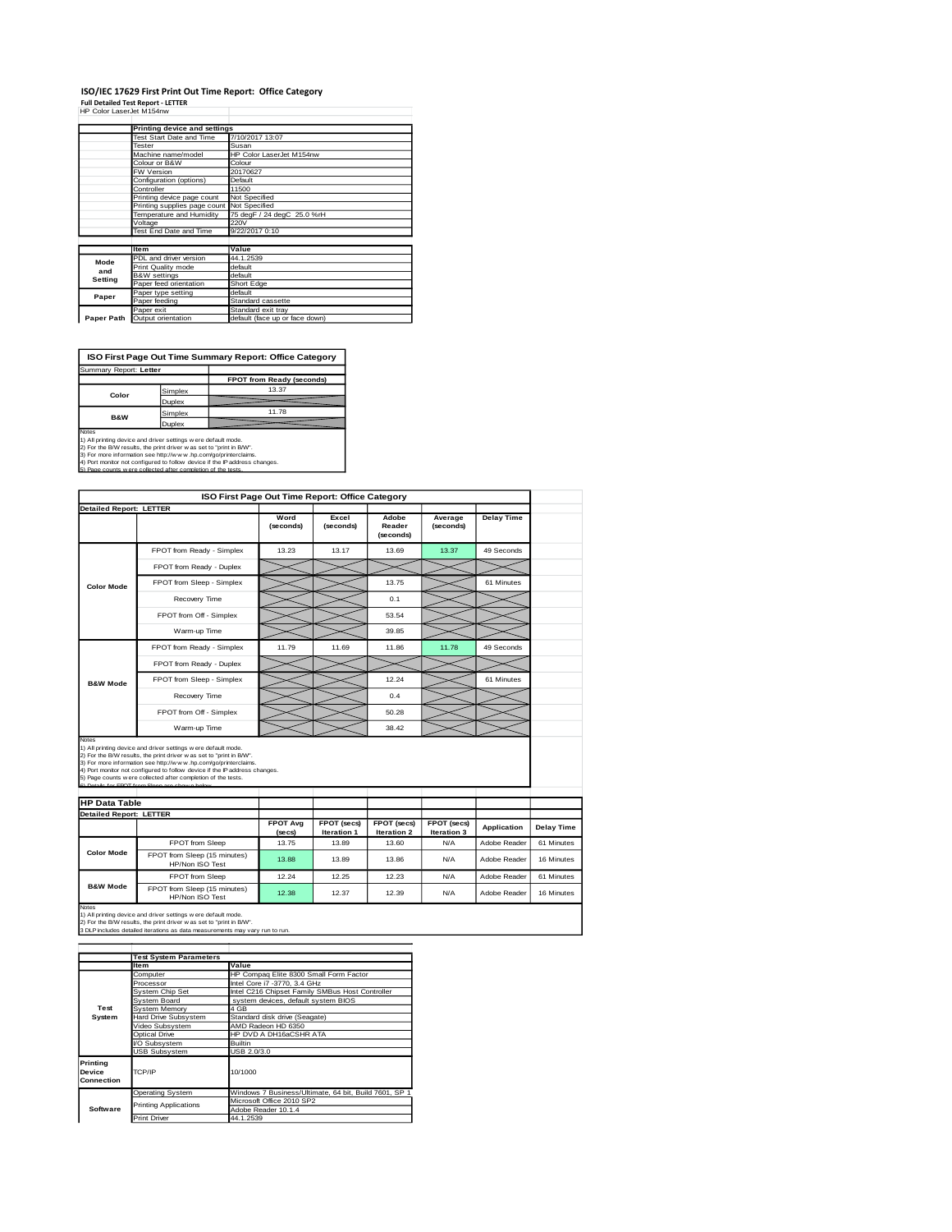# ISO/IEC 17629 First Print Out Time Report: Office Category

**Full Detailed Test Report - LETTER**

HP Color LaserJet M154nw

| | Printing device and settings | |
|---|---|---|
| | Test Start Date and Time | 7/10/2017 13:07 |
| | Tester | Susan |
| | Machine name/model | HP Color LaserJet M154nw |
| | Colour or B&W | Colour |
| | FW Version | 20170627 |
| | Configuration (options) | Default |
| | Controller | 11500 |
| | Printing device page count | Not Specified |
| | Printing supplies page count | Not Specified |
| | Temperature and Humidity | 75 degF / 24 degC 25.0 %rH |
| | Voltage | 220V |
| | Test End Date and Time | 9/22/2017 0:10 |

| | Item | Value |
|---|---|---|
| Mode and Setting | PDL and driver version | 44.1.2539 |
| | Print Quality mode | default |
| | B&W settings | default |
| | Paper feed orientation | Short Edge |
| Paper | Paper type setting | default |
| | Paper feeding | Standard cassette |
| | Paper exit | Standard exit tray |
| Paper Path | Output orientation | default (face up or face down) |

**ISO First Page Out Time Summary Report: Office Category**

Summary Report: **Letter**

| | | FPOT from Ready (seconds) |
|---|---|---|
| Color | Simplex | 13.37 |
| | Duplex | |
| B&W | Simplex | 11.78 |
| | Duplex | |

Notes
1) All printing device and driver settings were default mode.
2) For the B/W results, the print driver was set to "print in B/W".
3) For more information see http://www.hp.com/go/printerclaims.
4) Port monitor not configured to follow device if the IP address changes.
5) Page counts were collected after completion of the tests.

**ISO First Page Out Time Report: Office Category**

Detailed Report: LETTER

| | | Word (seconds) | Excel (seconds) | Adobe Reader (seconds) | Average (seconds) | Delay Time |
|---|---|---|---|---|---|---|
| Color Mode | FPOT from Ready - Simplex | 13.23 | 13.17 | 13.69 | 13.37 | 49 Seconds |
| | FPOT from Ready - Duplex | | | | | |
| | FPOT from Sleep - Simplex | | | 13.75 | | 61 Minutes |
| | Recovery Time | | | 0.1 | | |
| | FPOT from Off - Simplex | | | 53.54 | | |
| | Warm-up Time | | | 39.85 | | |
| B&W Mode | FPOT from Ready - Simplex | 11.79 | 11.69 | 11.86 | 11.78 | 49 Seconds |
| | FPOT from Ready - Duplex | | | | | |
| | FPOT from Sleep - Simplex | | | 12.24 | | 61 Minutes |
| | Recovery Time | | | 0.4 | | |
| | FPOT from Off - Simplex | | | 50.28 | | |
| | Warm-up Time | | | 38.42 | | |

Notes
1) All printing device and driver settings were default mode.
2) For the B/W results, the print driver was set to "print in B/W".
3) For more information see http://www.hp.com/go/printerclaims.
4) Port monitor not configured to follow device if the IP address changes.
5) Page counts were collected after completion of the tests.
6) Details for FPOT from Sleep are shown below.

**HP Data Table**

Detailed Report: LETTER

| | | FPOT Avg (secs) | FPOT (secs) Iteration 1 | FPOT (secs) Iteration 2 | FPOT (secs) Iteration 3 | Application | Delay Time |
|---|---|---|---|---|---|---|---|
| Color Mode | FPOT from Sleep | 13.75 | 13.89 | 13.60 | N/A | Adobe Reader | 61 Minutes |
| | FPOT from Sleep (15 minutes) HP/Non ISO Test | 13.88 | 13.89 | 13.86 | N/A | Adobe Reader | 16 Minutes |
| B&W Mode | FPOT from Sleep | 12.24 | 12.25 | 12.23 | N/A | Adobe Reader | 61 Minutes |
| | FPOT from Sleep (15 minutes) HP/Non ISO Test | 12.38 | 12.37 | 12.39 | N/A | Adobe Reader | 16 Minutes |

Notes
1) All printing device and driver settings were default mode.
2) For the B/W results, the print driver was set to "print in B/W".
3 DLP includes detailed iterations as data measurements may vary run to run.

| | Test System Parameters | |
|---|---|---|
| | Item | Value |
| Test System | Computer | HP Compaq Elite 8300 Small Form Factor |
| | Processor | Intel Core i7 -3770, 3.4 GHz |
| | System Chip Set | Intel C216 Chipset Family SMBus Host Controller |
| | System Board | system devices, default system BIOS |
| | System Memory | 4 GB |
| | Hard Drive Subsystem | Standard disk drive (Seagate) |
| | Video Subsystem | AMD Radeon HD 6350 |
| | Optical Drive | HP DVD A DH16aCSHR ATA |
| | I/O Subsystem | Builtin |
| | USB Subsystem | USB 2.0/3.0 |
| Printing Device Connection | TCP/IP | 10/1000 |
| Software | Operating System | Windows 7 Business/Ultimate, 64 bit, Build 7601, SP 1 |
| | Printing Applications | Microsoft Office 2010 SP2 |
| | | Adobe Reader 10.1.4 |
| | Print Driver | 44.1.2539 |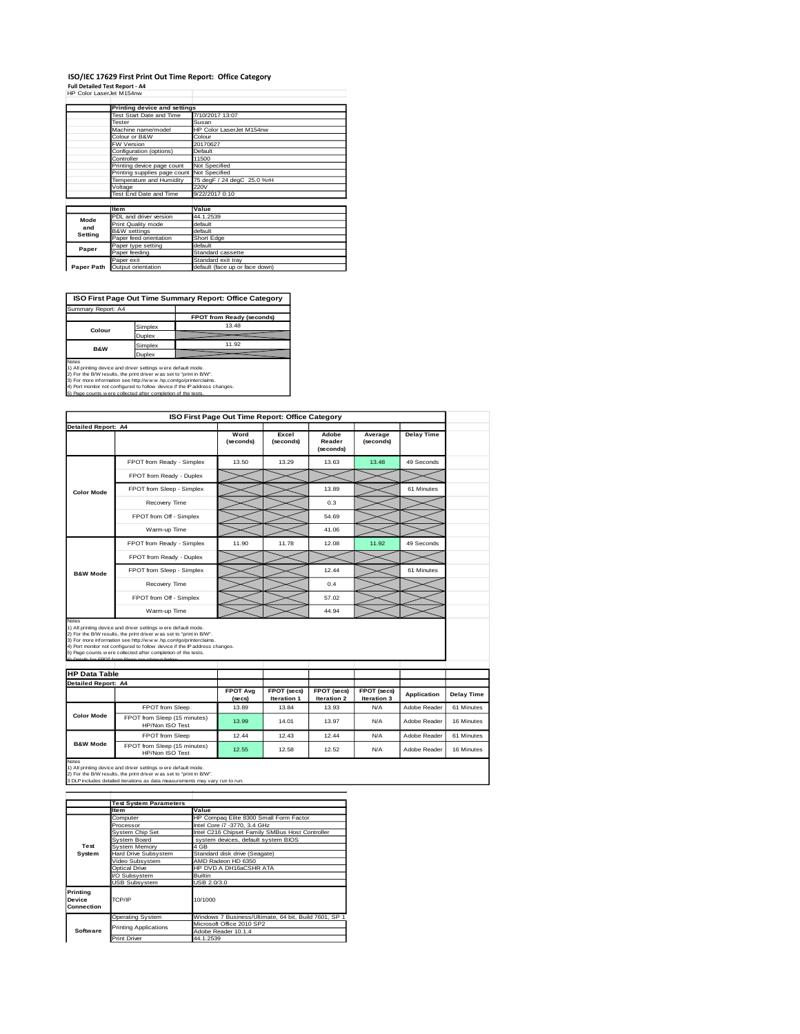# ISO/IEC 17629 First Print Out Time Report: Office Category

**Full Detailed Test Report - A4**

HP Color LaserJet M154nw

| | Printing device and settings | |
|---|---|---|
| | Test Start Date and Time | 7/10/2017 13:07 |
| | Tester | Susan |
| | Machine name/model | HP Color LaserJet M154nw |
| | Colour or B&W | Colour |
| | FW Version | 20170627 |
| | Configuration (options) | Default |
| | Controller | 11500 |
| | Printing device page count | Not Specified |
| | Printing supplies page count | Not Specified |
| | Temperature and Humidity | 75 degF / 24 degC 25.0 %rH |
| | Voltage | 220V |
| | Test End Date and Time | 9/22/2017 0:10 |

| | Item | Value |
|---|---|---|
| Mode and Setting | PDL and driver version | 44.1.2539 |
| | Print Quality mode | default |
| | B&W settings | default |
| | Paper feed orientation | Short Edge |
| Paper | Paper type setting | default |
| | Paper feeding | Standard cassette |
| | Paper exit | Standard exit tray |
| Paper Path | Output orientation | default (face up or face down) |

**ISO First Page Out Time Summary Report: Office Category**

| Summary Report: A4 | | |
|---|---|---|
| | | FPOT from Ready (seconds) |
| Colour | Simplex | 13.48 |
| | Duplex | |
| B&W | Simplex | 11.92 |
| | Duplex | |

Notes
1) All printing device and driver settings were default mode.
2) For the B/W results, the print driver was set to "print in B/W".
3) For more information see http://www.hp.com/go/printerclaims.
4) Port monitor not configured to follow device if the IP address changes.
5) Page counts were collected after completion of the tests.

**ISO First Page Out Time Report: Office Category**

| Detailed Report: A4 | | Word (seconds) | Excel (seconds) | Adobe Reader (seconds) | Average (seconds) | Delay Time |
|---|---|---|---|---|---|---|
| Color Mode | FPOT from Ready - Simplex | 13.50 | 13.29 | 13.63 | 13.48 | 49 Seconds |
| | FPOT from Ready - Duplex | | | | | |
| | FPOT from Sleep - Simplex | | | 13.89 | | 61 Minutes |
| | Recovery Time | | | 0.3 | | |
| | FPOT from Off - Simplex | | | 54.69 | | |
| | Warm-up Time | | | 41.06 | | |
| B&W Mode | FPOT from Ready - Simplex | 11.90 | 11.78 | 12.08 | 11.92 | 49 Seconds |
| | FPOT from Ready - Duplex | | | | | |
| | FPOT from Sleep - Simplex | | | 12.44 | | 61 Minutes |
| | Recovery Time | | | 0.4 | | |
| | FPOT from Off - Simplex | | | 57.02 | | |
| | Warm-up Time | | | 44.94 | | |

Notes
1) All printing device and driver settings were default mode.
2) For the B/W results, the print driver was set to "print in B/W".
3) For more information see http://www.hp.com/go/printerclaims.
4) Port monitor not configured to follow device if the IP address changes.
5) Page counts were collected after completion of the tests.
6) Details for FPOT from Sleep are shown below.

**HP Data Table**

| Detailed Report: A4 | | FPOT Avg (secs) | FPOT (secs) Iteration 1 | FPOT (secs) Iteration 2 | FPOT (secs) Iteration 3 | Application | Delay Time |
|---|---|---|---|---|---|---|---|
| Color Mode | FPOT from Sleep | 13.89 | 13.84 | 13.93 | N/A | Adobe Reader | 61 Minutes |
| | FPOT from Sleep (15 minutes) HP/Non ISO Test | 13.99 | 14.01 | 13.97 | N/A | Adobe Reader | 16 Minutes |
| B&W Mode | FPOT from Sleep | 12.44 | 12.43 | 12.44 | N/A | Adobe Reader | 61 Minutes |
| | FPOT from Sleep (15 minutes) HP/Non ISO Test | 12.55 | 12.58 | 12.52 | N/A | Adobe Reader | 16 Minutes |

Notes
1) All printing device and driver settings were default mode.
2) For the B/W results, the print driver was set to "print in B/W".
3 DLP includes detailed iterations as data measurements may vary run to run.

| | Test System Parameters | |
|---|---|---|
| | Item | Value |
| Test System | Computer | HP Compaq Elite 8300 Small Form Factor |
| | Processor | Intel Core i7 -3770, 3.4 GHz |
| | System Chip Set | Intel C216 Chipset Family SMBus Host Controller |
| | System Board | system devices, default system BIOS |
| | System Memory | 4 GB |
| | Hard Drive Subsystem | Standard disk drive (Seagate) |
| | Video Subsystem | AMD Radeon HD 6350 |
| | Optical Drive | HP DVD A DH16aCSHR ATA |
| | I/O Subsystem | Builtin |
| | USB Subsystem | USB 2.0/3.0 |
| Printing Device Connection | TCP/IP | 10/1000 |
| Software | Operating System | Windows 7 Business/Ultimate, 64 bit, Build 7601, SP 1 |
| | Printing Applications | Microsoft Office 2010 SP2 |
| | | Adobe Reader 10.1.4 |
| | Print Driver | 44.1.2539 |